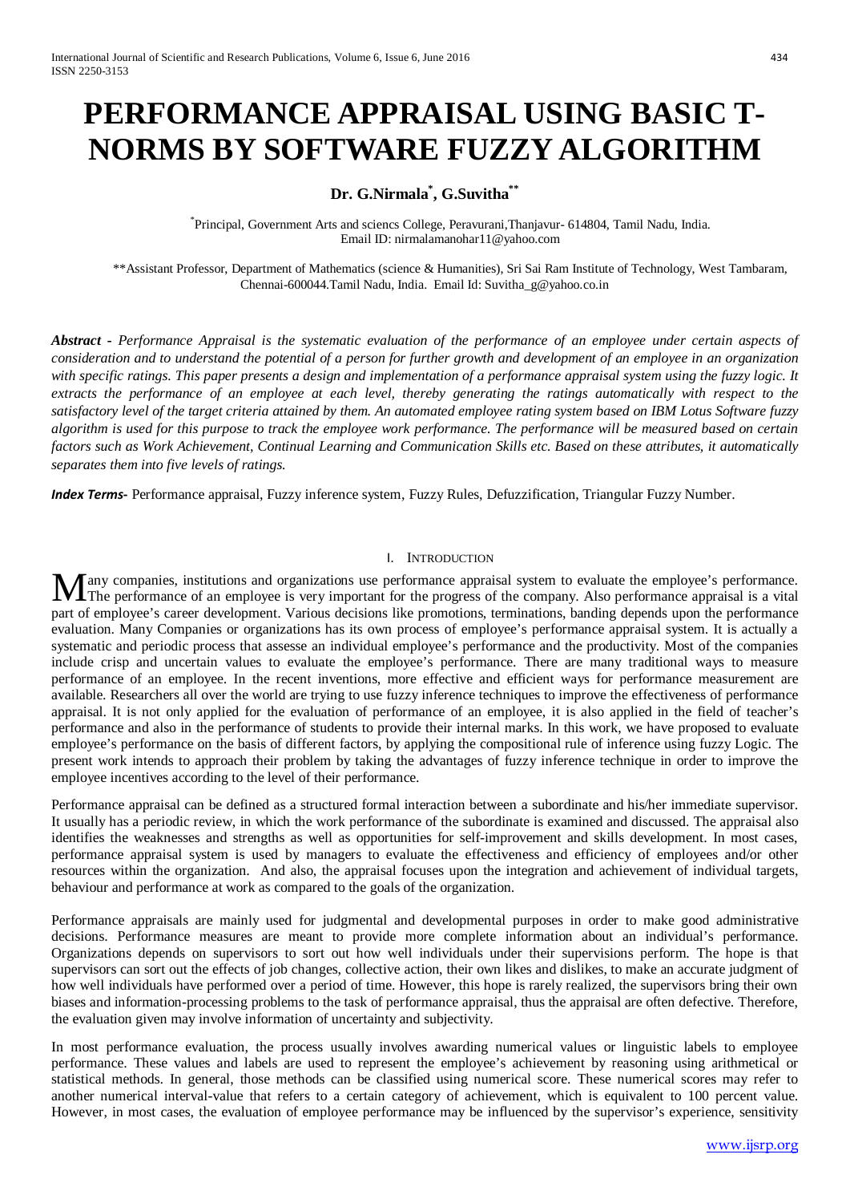# PERFORMANCE APPRAISAL USING BASIC T-NORMS BY SOFTWARE FUZZY ALGORITHM

**Dr. G.Nirmala[*], G.Suvitha[**]**

[*]Principal, Government Arts and sciencs College, Peravurani,Thanjavur- 614804, Tamil Nadu, India. Email ID: nirmalamanohar11@yahoo.com

[**]Assistant Professor, Department of Mathematics (science & Humanities), Sri Sai Ram Institute of Technology, West Tambaram, Chennai-600044.Tamil Nadu, India. Email Id: Suvitha_g@yahoo.co.in

***Abstract*** *- Performance Appraisal is the systematic evaluation of the performance of an employee under certain aspects of consideration and to understand the potential of a person for further growth and development of an employee in an organization with specific ratings. This paper presents a design and implementation of a performance appraisal system using the fuzzy logic. It extracts the performance of an employee at each level, thereby generating the ratings automatically with respect to the satisfactory level of the target criteria attained by them. An automated employee rating system based on IBM Lotus Software fuzzy algorithm is used for this purpose to track the employee work performance. The performance will be measured based on certain factors such as Work Achievement, Continual Learning and Communication Skills etc. Based on these attributes, it automatically separates them into five levels of ratings.*

***Index Terms-*** Performance appraisal, Fuzzy inference system, Fuzzy Rules, Defuzzification, Triangular Fuzzy Number.

## I. Introduction

Many companies, institutions and organizations use performance appraisal system to evaluate the employee's performance. The performance of an employee is very important for the progress of the company. Also performance appraisal is a vital part of employee's career development. Various decisions like promotions, terminations, banding depends upon the performance evaluation. Many Companies or organizations has its own process of employee's performance appraisal system. It is actually a systematic and periodic process that assess an individual employee's performance and the productivity. Most of the companies include crisp and uncertain values to evaluate the employee's performance. There are many traditional ways to measure performance of an employee. In the recent inventions, more effective and efficient ways for performance measurement are available. Researchers all over the world are trying to use fuzzy inference techniques to improve the effectiveness of performance appraisal. It is not only applied for the evaluation of performance of an employee, it is also applied in the field of teacher's performance and also in the performance of students to provide their internal marks. In this work, we have proposed to evaluate employee's performance on the basis of different factors, by applying the compositional rule of inference using fuzzy Logic. The present work intends to approach their problem by taking the advantages of fuzzy inference technique in order to improve the employee incentives according to the level of their performance.

Performance appraisal can be defined as a structured formal interaction between a subordinate and his/her immediate supervisor. It usually has a periodic review, in which the work performance of the subordinate is examined and discussed. The appraisal also identifies the weaknesses and strengths as well as opportunities for self-improvement and skills development. In most cases, performance appraisal system is used by managers to evaluate the effectiveness and efficiency of employees and/or other resources within the organization. And also, the appraisal focuses upon the integration and achievement of individual targets, behaviour and performance at work as compared to the goals of the organization.

Performance appraisals are mainly used for judgmental and developmental purposes in order to make good administrative decisions. Performance measures are meant to provide more complete information about an individual's performance. Organizations depends on supervisors to sort out how well individuals under their supervisions perform. The hope is that supervisors can sort out the effects of job changes, collective action, their own likes and dislikes, to make an accurate judgment of how well individuals have performed over a period of time. However, this hope is rarely realized, the supervisors bring their own biases and information-processing problems to the task of performance appraisal, thus the appraisal are often defective. Therefore, the evaluation given may involve information of uncertainty and subjectivity.

In most performance evaluation, the process usually involves awarding numerical values or linguistic labels to employee performance. These values and labels are used to represent the employee's achievement by reasoning using arithmetical or statistical methods. In general, those methods can be classified using numerical score. These numerical scores may refer to another numerical interval-value that refers to a certain category of achievement, which is equivalent to 100 percent value. However, in most cases, the evaluation of employee performance may be influenced by the supervisor's experience, sensitivity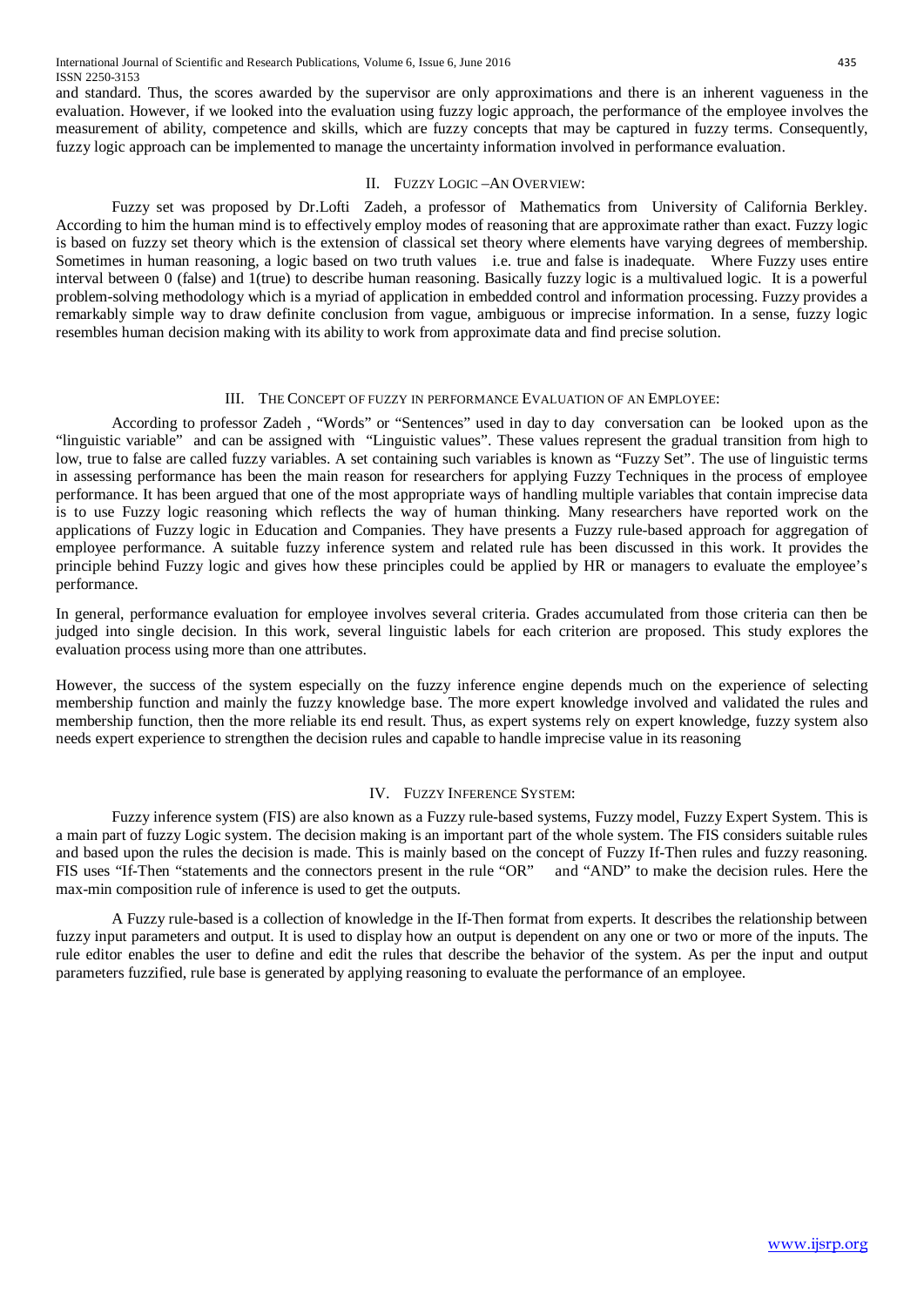and standard. Thus, the scores awarded by the supervisor are only approximations and there is an inherent vagueness in the evaluation. However, if we looked into the evaluation using fuzzy logic approach, the performance of the employee involves the measurement of ability, competence and skills, which are fuzzy concepts that may be captured in fuzzy terms. Consequently, fuzzy logic approach can be implemented to manage the uncertainty information involved in performance evaluation.

## II. Fuzzy Logic –An Overview:

Fuzzy set was proposed by Dr.Lofti Zadeh, a professor of Mathematics from University of California Berkley. According to him the human mind is to effectively employ modes of reasoning that are approximate rather than exact. Fuzzy logic is based on fuzzy set theory which is the extension of classical set theory where elements have varying degrees of membership. Sometimes in human reasoning, a logic based on two truth values i.e. true and false is inadequate. Where Fuzzy uses entire interval between 0 (false) and 1(true) to describe human reasoning. Basically fuzzy logic is a multivalued logic. It is a powerful problem-solving methodology which is a myriad of application in embedded control and information processing. Fuzzy provides a remarkably simple way to draw definite conclusion from vague, ambiguous or imprecise information. In a sense, fuzzy logic resembles human decision making with its ability to work from approximate data and find precise solution.

## III. The Concept of fuzzy in performance Evaluation of an Employee:

According to professor Zadeh , "Words" or "Sentences" used in day to day conversation can be looked upon as the "linguistic variable" and can be assigned with "Linguistic values". These values represent the gradual transition from high to low, true to false are called fuzzy variables. A set containing such variables is known as "Fuzzy Set". The use of linguistic terms in assessing performance has been the main reason for researchers for applying Fuzzy Techniques in the process of employee performance. It has been argued that one of the most appropriate ways of handling multiple variables that contain imprecise data is to use Fuzzy logic reasoning which reflects the way of human thinking. Many researchers have reported work on the applications of Fuzzy logic in Education and Companies. They have presents a Fuzzy rule-based approach for aggregation of employee performance. A suitable fuzzy inference system and related rule has been discussed in this work. It provides the principle behind Fuzzy logic and gives how these principles could be applied by HR or managers to evaluate the employee's performance.

In general, performance evaluation for employee involves several criteria. Grades accumulated from those criteria can then be judged into single decision. In this work, several linguistic labels for each criterion are proposed. This study explores the evaluation process using more than one attributes.

However, the success of the system especially on the fuzzy inference engine depends much on the experience of selecting membership function and mainly the fuzzy knowledge base. The more expert knowledge involved and validated the rules and membership function, then the more reliable its end result. Thus, as expert systems rely on expert knowledge, fuzzy system also needs expert experience to strengthen the decision rules and capable to handle imprecise value in its reasoning

## IV. Fuzzy Inference System:

Fuzzy inference system (FIS) are also known as a Fuzzy rule-based systems, Fuzzy model, Fuzzy Expert System. This is a main part of fuzzy Logic system. The decision making is an important part of the whole system. The FIS considers suitable rules and based upon the rules the decision is made. This is mainly based on the concept of Fuzzy If-Then rules and fuzzy reasoning. FIS uses "If-Then "statements and the connectors present in the rule "OR" and "AND" to make the decision rules. Here the max-min composition rule of inference is used to get the outputs.

A Fuzzy rule-based is a collection of knowledge in the If-Then format from experts. It describes the relationship between fuzzy input parameters and output. It is used to display how an output is dependent on any one or two or more of the inputs. The rule editor enables the user to define and edit the rules that describe the behavior of the system. As per the input and output parameters fuzzified, rule base is generated by applying reasoning to evaluate the performance of an employee.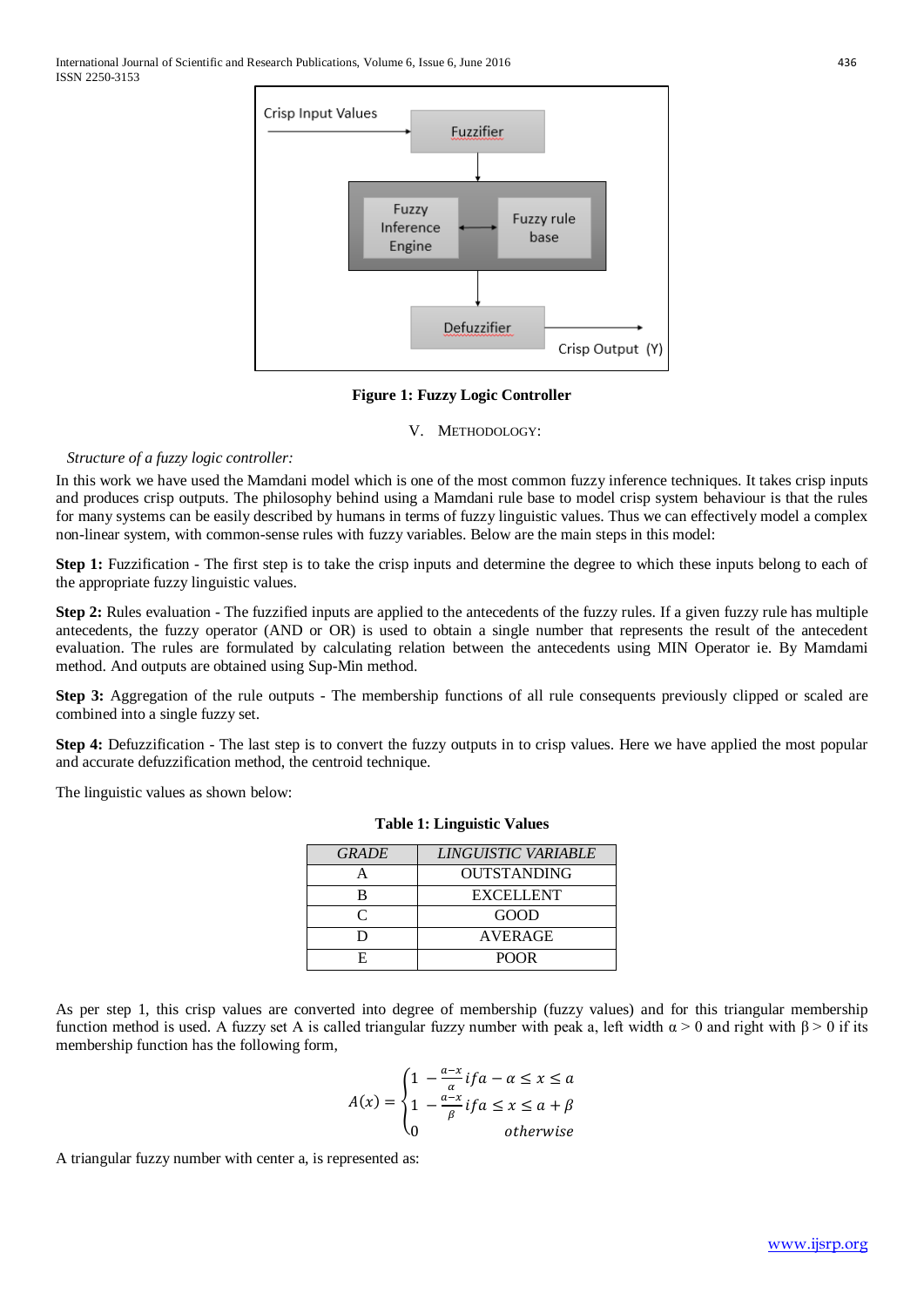Figure 1: Fuzzy Logic Controller

## V. METHODOLOGY:

*Structure of a fuzzy logic controller:*

In this work we have used the Mamdani model which is one of the most common fuzzy inference techniques. It takes crisp inputs and produces crisp outputs. The philosophy behind using a Mamdani rule base to model crisp system behaviour is that the rules for many systems can be easily described by humans in terms of fuzzy linguistic values. Thus we can effectively model a complex non-linear system, with common-sense rules with fuzzy variables. Below are the main steps in this model:

**Step 1:** Fuzzification - The first step is to take the crisp inputs and determine the degree to which these inputs belong to each of the appropriate fuzzy linguistic values.

**Step 2:** Rules evaluation - The fuzzified inputs are applied to the antecedents of the fuzzy rules. If a given fuzzy rule has multiple antecedents, the fuzzy operator (AND or OR) is used to obtain a single number that represents the result of the antecedent evaluation. The rules are formulated by calculating relation between the antecedents using MIN Operator ie. By Mamdani method. And outputs are obtained using Sup-Min method.

**Step 3:** Aggregation of the rule outputs - The membership functions of all rule consequents previously clipped or scaled are combined into a single fuzzy set.

**Step 4:** Defuzzification - The last step is to convert the fuzzy outputs in to crisp values. Here we have applied the most popular and accurate defuzzification method, the centroid technique.

The linguistic values as shown below:

**Table 1: Linguistic Values**

| *GRADE* | *LINGUISTIC VARIABLE* |
|---|---|
| A | OUTSTANDING |
| B | EXCELLENT |
| C | GOOD |
| D | AVERAGE |
| E | POOR |

As per step 1, this crisp values are converted into degree of membership (fuzzy values) and for this triangular membership function method is used. A fuzzy set A is called triangular fuzzy number with peak a, left width $\alpha > 0$ and right with $\beta > 0$ if its membership function has the following form,

$$A(x) = \begin{cases} 1 - \frac{a-x}{\alpha} if a - \alpha \leq x \leq a \\ 1 - \frac{a-x}{\beta} if a \leq x \leq a + \beta \\ 0 \quad\quad otherwise \end{cases}$$

A triangular fuzzy number with center a, is represented as: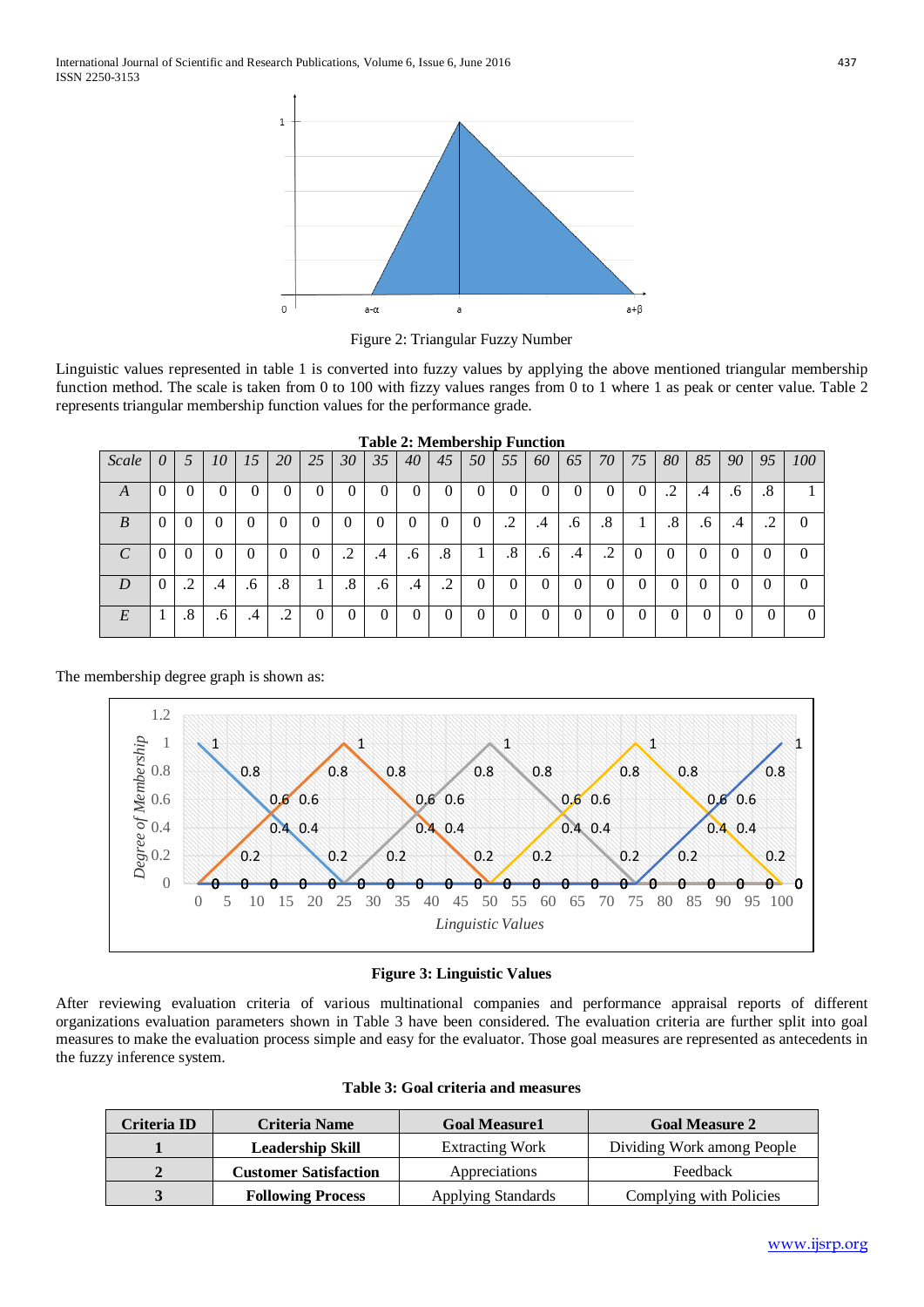Figure 2: Triangular Fuzzy Number

Linguistic values represented in table 1 is converted into fuzzy values by applying the above mentioned triangular membership function method. The scale is taken from 0 to 100 with fizzy values ranges from 0 to 1 where 1 as peak or center value. Table 2 represents triangular membership function values for the performance grade.

**Table 2: Membership Function**

| *Scale* | *0* | *5* | *10* | *15* | *20* | *25* | *30* | *35* | *40* | *45* | *50* | *55* | *60* | *65* | *70* | *75* | *80* | *85* | *90* | *95* | *100* |
|---|---|---|---|---|---|---|---|---|---|---|---|---|---|---|---|---|---|---|---|---|---|
| *A* | 0 | 0 | 0 | 0 | 0 | 0 | 0 | 0 | 0 | 0 | 0 | 0 | 0 | 0 | 0 | 0 | .2 | .4 | .6 | .8 | 1 |
| *B* | 0 | 0 | 0 | 0 | 0 | 0 | 0 | 0 | 0 | 0 | 0 | .2 | .4 | .6 | .8 | 1 | .8 | .6 | .4 | .2 | 0 |
| *C* | 0 | 0 | 0 | 0 | 0 | 0 | .2 | .4 | .6 | .8 | 1 | .8 | .6 | .4 | .2 | 0 | 0 | 0 | 0 | 0 | 0 |
| *D* | 0 | .2 | .4 | .6 | .8 | 1 | .8 | .6 | .4 | .2 | 0 | 0 | 0 | 0 | 0 | 0 | 0 | 0 | 0 | 0 | 0 |
| *E* | 1 | .8 | .6 | .4 | .2 | 0 | 0 | 0 | 0 | 0 | 0 | 0 | 0 | 0 | 0 | 0 | 0 | 0 | 0 | 0 | 0 |

The membership degree graph is shown as:

**Figure 3: Linguistic Values**

After reviewing evaluation criteria of various multinational companies and performance appraisal reports of different organizations evaluation parameters shown in Table 3 have been considered. The evaluation criteria are further split into goal measures to make the evaluation process simple and easy for the evaluator. Those goal measures are represented as antecedents in the fuzzy inference system.

**Table 3: Goal criteria and measures**

| Criteria ID | Criteria Name | Goal Measure1 | Goal Measure 2 |
|---|---|---|---|
| **1** | **Leadership Skill** | Extracting Work | Dividing Work among People |
| **2** | **Customer Satisfaction** | Appreciations | Feedback |
| **3** | **Following Process** | Applying Standards | Complying with Policies |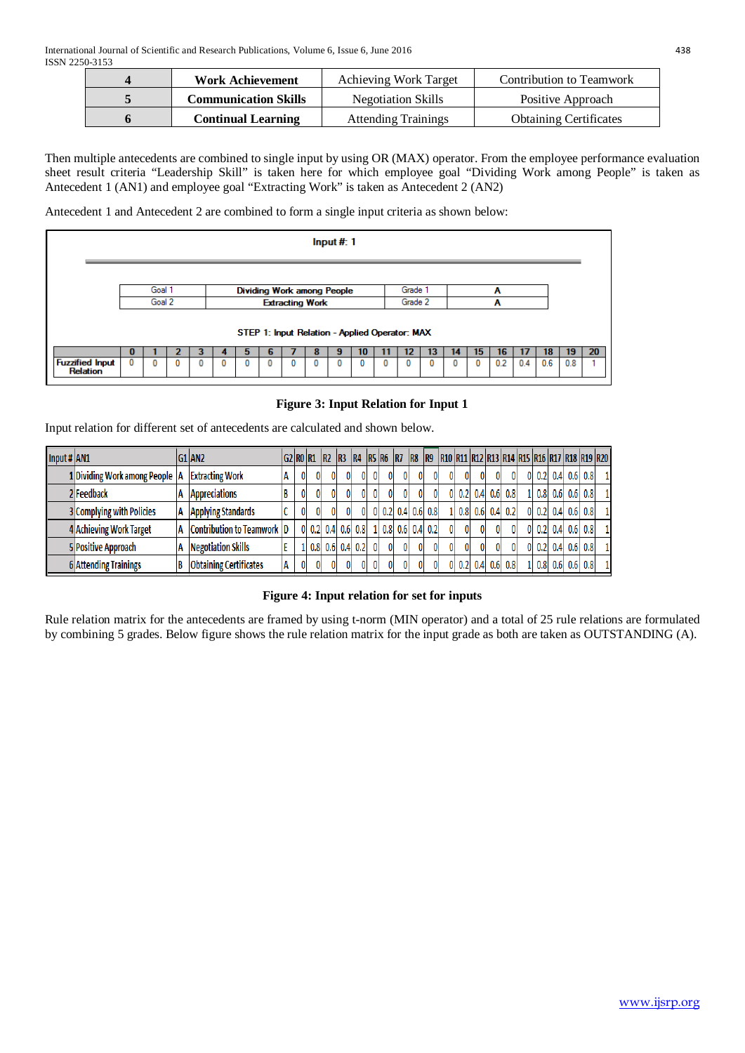| 4 | **Work Achievement** | Achieving Work Target | Contribution to Teamwork |
|---|---|---|---|
| 5 | **Communication Skills** | Negotiation Skills | Positive Approach |
| 6 | **Continual Learning** | Attending Trainings | Obtaining Certificates |

Then multiple antecedents are combined to single input by using OR (MAX) operator. From the employee performance evaluation sheet result criteria "Leadership Skill" is taken here for which employee goal "Dividing Work among People" is taken as Antecedent 1 (AN1) and employee goal "Extracting Work" is taken as Antecedent 2 (AN2)

Antecedent 1 and Antecedent 2 are combined to form a single input criteria as shown below:

**Input #: 1**

| Goal 1 | Dividing Work among People | Grade 1 | A |
|---|---|---|---|
| Goal 2 | Extracting Work | Grade 2 | A |

STEP 1: Input Relation - Applied Operator: MAX

| | 0 | 1 | 2 | 3 | 4 | 5 | 6 | 7 | 8 | 9 | 10 | 11 | 12 | 13 | 14 | 15 | 16 | 17 | 18 | 19 | 20 |
|---|---|---|---|---|---|---|---|---|---|---|---|---|---|---|---|---|---|---|---|---|---|
| Fuzzified Input Relation | 0 | 0 | 0 | 0 | 0 | 0 | 0 | 0 | 0 | 0 | 0 | 0 | 0 | 0 | 0 | 0 | 0.2 | 0.4 | 0.6 | 0.8 | 1 |

**Figure 3: Input Relation for Input 1**

Input relation for different set of antecedents are calculated and shown below.

| Input # | AN1 | G1 | AN2 | G2 | R0 | R1 | R2 | R3 | R4 | R5 | R6 | R7 | R8 | R9 | R10 | R11 | R12 | R13 | R14 | R15 | R16 | R17 | R18 | R19 | R20 |
|---|---|---|---|---|---|---|---|---|---|---|---|---|---|---|---|---|---|---|---|---|---|---|---|---|---|
| 1 | Dividing Work among People | A | Extracting Work | A | 0 | 0 | 0 | 0 | 0 | 0 | 0 | 0 | 0 | 0 | 0 | 0 | 0 | 0 | 0 | 0 | 0.2 | 0.4 | 0.6 | 0.8 | 1 |
| 2 | Feedback | A | Appreciations | B | 0 | 0 | 0 | 0 | 0 | 0 | 0 | 0 | 0 | 0 | 0 | 0.2 | 0.4 | 0.6 | 0.8 | 1 | 0.8 | 0.6 | 0.6 | 0.8 | 1 |
| 3 | Complying with Policies | A | Applying Standards | C | 0 | 0 | 0 | 0 | 0 | 0 | 0.2 | 0.4 | 0.6 | 0.8 | 1 | 0.8 | 0.6 | 0.4 | 0.2 | 0 | 0.2 | 0.4 | 0.6 | 0.8 | 1 |
| 4 | Achieving Work Target | A | Contribution to Teamwork | D | 0 | 0.2 | 0.4 | 0.6 | 0.8 | 1 | 0.8 | 0.6 | 0.4 | 0.2 | 0 | 0 | 0 | 0 | 0 | 0 | 0.2 | 0.4 | 0.6 | 0.8 | 1 |
| 5 | Positive Approach | A | Negotiation Skills | E | 1 | 0.8 | 0.6 | 0.4 | 0.2 | 0 | 0 | 0 | 0 | 0 | 0 | 0 | 0 | 0 | 0 | 0 | 0.2 | 0.4 | 0.6 | 0.8 | 1 |
| 6 | Attending Trainings | B | Obtaining Certificates | A | 0 | 0 | 0 | 0 | 0 | 0 | 0 | 0 | 0 | 0 | 0 | 0.2 | 0.4 | 0.6 | 0.8 | 1 | 0.8 | 0.6 | 0.6 | 0.8 | 1 |

**Figure 4: Input relation for set for inputs**

Rule relation matrix for the antecedents are framed by using t-norm (MIN operator) and a total of 25 rule relations are formulated by combining 5 grades. Below figure shows the rule relation matrix for the input grade as both are taken as OUTSTANDING (A).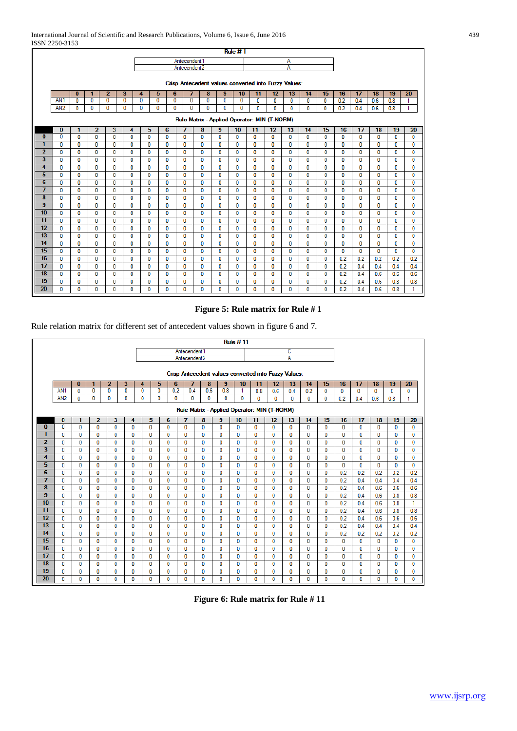**Rule # 1**

| Antecendent 1 | A |
|---|---|
| Antecendent2 | A |

Crisp Antecedent values converted into Fuzzy Values:

| | 0 | 1 | 2 | 3 | 4 | 5 | 6 | 7 | 8 | 9 | 10 | 11 | 12 | 13 | 14 | 15 | 16 | 17 | 18 | 19 | 20 |
|---|---|---|---|---|---|---|---|---|---|---|---|---|---|---|---|---|---|---|---|---|---|
| AN1 | 0 | 0 | 0 | 0 | 0 | 0 | 0 | 0 | 0 | 0 | 0 | 0 | 0 | 0 | 0 | 0 | 0.2 | 0.4 | 0.6 | 0.8 | 1 |
| AN2 | 0 | 0 | 0 | 0 | 0 | 0 | 0 | 0 | 0 | 0 | 0 | 0 | 0 | 0 | 0 | 0 | 0.2 | 0.4 | 0.6 | 0.8 | 1 |

Rule Matrix - Applied Operator: MIN (T-NORM)

| | 0 | 1 | 2 | 3 | 4 | 5 | 6 | 7 | 8 | 9 | 10 | 11 | 12 | 13 | 14 | 15 | 16 | 17 | 18 | 19 | 20 |
|---|---|---|---|---|---|---|---|---|---|---|---|---|---|---|---|---|---|---|---|---|---|
| 0 | 0 | 0 | 0 | 0 | 0 | 0 | 0 | 0 | 0 | 0 | 0 | 0 | 0 | 0 | 0 | 0 | 0 | 0 | 0 | 0 | 0 |
| 1 | 0 | 0 | 0 | 0 | 0 | 0 | 0 | 0 | 0 | 0 | 0 | 0 | 0 | 0 | 0 | 0 | 0 | 0 | 0 | 0 | 0 |
| 2 | 0 | 0 | 0 | 0 | 0 | 0 | 0 | 0 | 0 | 0 | 0 | 0 | 0 | 0 | 0 | 0 | 0 | 0 | 0 | 0 | 0 |
| 3 | 0 | 0 | 0 | 0 | 0 | 0 | 0 | 0 | 0 | 0 | 0 | 0 | 0 | 0 | 0 | 0 | 0 | 0 | 0 | 0 | 0 |
| 4 | 0 | 0 | 0 | 0 | 0 | 0 | 0 | 0 | 0 | 0 | 0 | 0 | 0 | 0 | 0 | 0 | 0 | 0 | 0 | 0 | 0 |
| 5 | 0 | 0 | 0 | 0 | 0 | 0 | 0 | 0 | 0 | 0 | 0 | 0 | 0 | 0 | 0 | 0 | 0 | 0 | 0 | 0 | 0 |
| 6 | 0 | 0 | 0 | 0 | 0 | 0 | 0 | 0 | 0 | 0 | 0 | 0 | 0 | 0 | 0 | 0 | 0 | 0 | 0 | 0 | 0 |
| 7 | 0 | 0 | 0 | 0 | 0 | 0 | 0 | 0 | 0 | 0 | 0 | 0 | 0 | 0 | 0 | 0 | 0 | 0 | 0 | 0 | 0 |
| 8 | 0 | 0 | 0 | 0 | 0 | 0 | 0 | 0 | 0 | 0 | 0 | 0 | 0 | 0 | 0 | 0 | 0 | 0 | 0 | 0 | 0 |
| 9 | 0 | 0 | 0 | 0 | 0 | 0 | 0 | 0 | 0 | 0 | 0 | 0 | 0 | 0 | 0 | 0 | 0 | 0 | 0 | 0 | 0 |
| 10 | 0 | 0 | 0 | 0 | 0 | 0 | 0 | 0 | 0 | 0 | 0 | 0 | 0 | 0 | 0 | 0 | 0 | 0 | 0 | 0 | 0 |
| 11 | 0 | 0 | 0 | 0 | 0 | 0 | 0 | 0 | 0 | 0 | 0 | 0 | 0 | 0 | 0 | 0 | 0 | 0 | 0 | 0 | 0 |
| 12 | 0 | 0 | 0 | 0 | 0 | 0 | 0 | 0 | 0 | 0 | 0 | 0 | 0 | 0 | 0 | 0 | 0 | 0 | 0 | 0 | 0 |
| 13 | 0 | 0 | 0 | 0 | 0 | 0 | 0 | 0 | 0 | 0 | 0 | 0 | 0 | 0 | 0 | 0 | 0 | 0 | 0 | 0 | 0 |
| 14 | 0 | 0 | 0 | 0 | 0 | 0 | 0 | 0 | 0 | 0 | 0 | 0 | 0 | 0 | 0 | 0 | 0 | 0 | 0 | 0 | 0 |
| 15 | 0 | 0 | 0 | 0 | 0 | 0 | 0 | 0 | 0 | 0 | 0 | 0 | 0 | 0 | 0 | 0 | 0 | 0 | 0 | 0 | 0 |
| 16 | 0 | 0 | 0 | 0 | 0 | 0 | 0 | 0 | 0 | 0 | 0 | 0 | 0 | 0 | 0 | 0 | 0.2 | 0.2 | 0.2 | 0.2 | 0.2 |
| 17 | 0 | 0 | 0 | 0 | 0 | 0 | 0 | 0 | 0 | 0 | 0 | 0 | 0 | 0 | 0 | 0 | 0.2 | 0.4 | 0.4 | 0.4 | 0.4 |
| 18 | 0 | 0 | 0 | 0 | 0 | 0 | 0 | 0 | 0 | 0 | 0 | 0 | 0 | 0 | 0 | 0 | 0.2 | 0.4 | 0.6 | 0.6 | 0.6 |
| 19 | 0 | 0 | 0 | 0 | 0 | 0 | 0 | 0 | 0 | 0 | 0 | 0 | 0 | 0 | 0 | 0 | 0.2 | 0.4 | 0.6 | 0.8 | 0.8 |
| 20 | 0 | 0 | 0 | 0 | 0 | 0 | 0 | 0 | 0 | 0 | 0 | 0 | 0 | 0 | 0 | 0 | 0.2 | 0.4 | 0.6 | 0.8 | 1 |

**Figure 5: Rule matrix for Rule # 1**

Rule relation matrix for different set of antecedent values shown in figure 6 and 7.

**Rule # 11**

| Antecendent 1 | C |
|---|---|
| Antecendent2 | A |

Crisp Antecedent values converted into Fuzzy Values:

| | 0 | 1 | 2 | 3 | 4 | 5 | 6 | 7 | 8 | 9 | 10 | 11 | 12 | 13 | 14 | 15 | 16 | 17 | 18 | 19 | 20 |
|---|---|---|---|---|---|---|---|---|---|---|---|---|---|---|---|---|---|---|---|---|---|
| AN1 | 0 | 0 | 0 | 0 | 0 | 0 | 0.2 | 0.4 | 0.6 | 0.8 | 1 | 0.8 | 0.6 | 0.4 | 0.2 | 0 | 0 | 0 | 0 | 0 | 0 |
| AN2 | 0 | 0 | 0 | 0 | 0 | 0 | 0 | 0 | 0 | 0 | 0 | 0 | 0 | 0 | 0 | 0 | 0.2 | 0.4 | 0.6 | 0.8 | 1 |

Rule Matrix - Applied Operator: MIN (T-NORM)

| | 0 | 1 | 2 | 3 | 4 | 5 | 6 | 7 | 8 | 9 | 10 | 11 | 12 | 13 | 14 | 15 | 16 | 17 | 18 | 19 | 20 |
|---|---|---|---|---|---|---|---|---|---|---|---|---|---|---|---|---|---|---|---|---|---|
| 0 | 0 | 0 | 0 | 0 | 0 | 0 | 0 | 0 | 0 | 0 | 0 | 0 | 0 | 0 | 0 | 0 | 0 | 0 | 0 | 0 | 0 |
| 1 | 0 | 0 | 0 | 0 | 0 | 0 | 0 | 0 | 0 | 0 | 0 | 0 | 0 | 0 | 0 | 0 | 0 | 0 | 0 | 0 | 0 |
| 2 | 0 | 0 | 0 | 0 | 0 | 0 | 0 | 0 | 0 | 0 | 0 | 0 | 0 | 0 | 0 | 0 | 0 | 0 | 0 | 0 | 0 |
| 3 | 0 | 0 | 0 | 0 | 0 | 0 | 0 | 0 | 0 | 0 | 0 | 0 | 0 | 0 | 0 | 0 | 0 | 0 | 0 | 0 | 0 |
| 4 | 0 | 0 | 0 | 0 | 0 | 0 | 0 | 0 | 0 | 0 | 0 | 0 | 0 | 0 | 0 | 0 | 0 | 0 | 0 | 0 | 0 |
| 5 | 0 | 0 | 0 | 0 | 0 | 0 | 0 | 0 | 0 | 0 | 0 | 0 | 0 | 0 | 0 | 0 | 0 | 0 | 0 | 0 | 0 |
| 6 | 0 | 0 | 0 | 0 | 0 | 0 | 0 | 0 | 0 | 0 | 0 | 0 | 0 | 0 | 0 | 0 | 0.2 | 0.2 | 0.2 | 0.2 | 0.2 |
| 7 | 0 | 0 | 0 | 0 | 0 | 0 | 0 | 0 | 0 | 0 | 0 | 0 | 0 | 0 | 0 | 0 | 0.2 | 0.4 | 0.4 | 0.4 | 0.4 |
| 8 | 0 | 0 | 0 | 0 | 0 | 0 | 0 | 0 | 0 | 0 | 0 | 0 | 0 | 0 | 0 | 0 | 0.2 | 0.4 | 0.6 | 0.6 | 0.6 |
| 9 | 0 | 0 | 0 | 0 | 0 | 0 | 0 | 0 | 0 | 0 | 0 | 0 | 0 | 0 | 0 | 0 | 0.2 | 0.4 | 0.6 | 0.8 | 0.8 |
| 10 | 0 | 0 | 0 | 0 | 0 | 0 | 0 | 0 | 0 | 0 | 0 | 0 | 0 | 0 | 0 | 0 | 0.2 | 0.4 | 0.6 | 0.8 | 1 |
| 11 | 0 | 0 | 0 | 0 | 0 | 0 | 0 | 0 | 0 | 0 | 0 | 0 | 0 | 0 | 0 | 0 | 0.2 | 0.4 | 0.6 | 0.8 | 0.8 |
| 12 | 0 | 0 | 0 | 0 | 0 | 0 | 0 | 0 | 0 | 0 | 0 | 0 | 0 | 0 | 0 | 0 | 0.2 | 0.4 | 0.6 | 0.6 | 0.6 |
| 13 | 0 | 0 | 0 | 0 | 0 | 0 | 0 | 0 | 0 | 0 | 0 | 0 | 0 | 0 | 0 | 0 | 0.2 | 0.4 | 0.4 | 0.4 | 0.4 |
| 14 | 0 | 0 | 0 | 0 | 0 | 0 | 0 | 0 | 0 | 0 | 0 | 0 | 0 | 0 | 0 | 0 | 0.2 | 0.2 | 0.2 | 0.2 | 0.2 |
| 15 | 0 | 0 | 0 | 0 | 0 | 0 | 0 | 0 | 0 | 0 | 0 | 0 | 0 | 0 | 0 | 0 | 0 | 0 | 0 | 0 | 0 |
| 16 | 0 | 0 | 0 | 0 | 0 | 0 | 0 | 0 | 0 | 0 | 0 | 0 | 0 | 0 | 0 | 0 | 0 | 0 | 0 | 0 | 0 |
| 17 | 0 | 0 | 0 | 0 | 0 | 0 | 0 | 0 | 0 | 0 | 0 | 0 | 0 | 0 | 0 | 0 | 0 | 0 | 0 | 0 | 0 |
| 18 | 0 | 0 | 0 | 0 | 0 | 0 | 0 | 0 | 0 | 0 | 0 | 0 | 0 | 0 | 0 | 0 | 0 | 0 | 0 | 0 | 0 |
| 19 | 0 | 0 | 0 | 0 | 0 | 0 | 0 | 0 | 0 | 0 | 0 | 0 | 0 | 0 | 0 | 0 | 0 | 0 | 0 | 0 | 0 |
| 20 | 0 | 0 | 0 | 0 | 0 | 0 | 0 | 0 | 0 | 0 | 0 | 0 | 0 | 0 | 0 | 0 | 0 | 0 | 0 | 0 | 0 |

**Figure 6: Rule matrix for Rule # 11**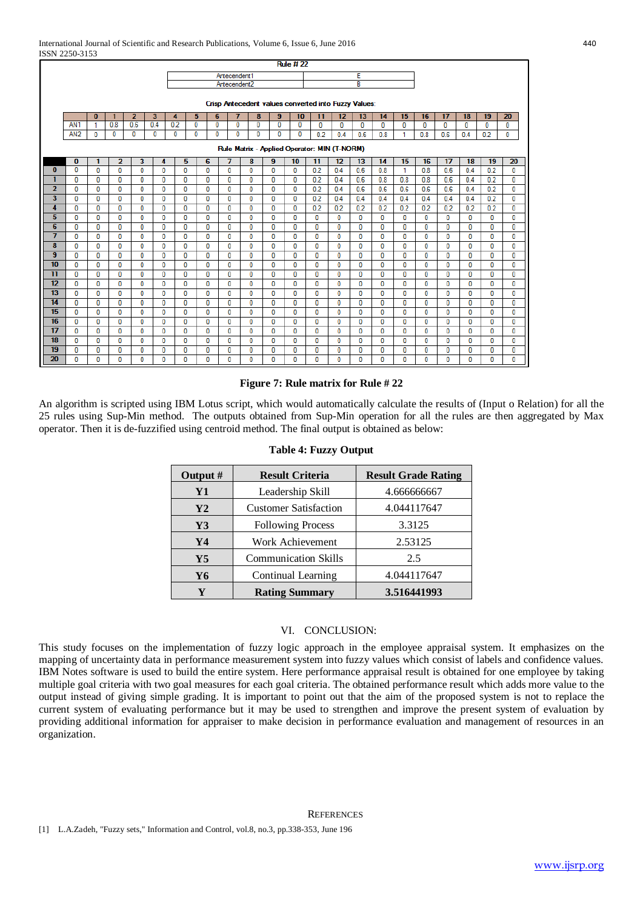**Rule # 22**

| Antecendent1 | E |
|---|---|
| Antecendent2 | B |

Crisp Antecedent values converted into Fuzzy Values:

| | 0 | 1 | 2 | 3 | 4 | 5 | 6 | 7 | 8 | 9 | 10 | 11 | 12 | 13 | 14 | 15 | 16 | 17 | 18 | 19 | 20 |
|---|---|---|---|---|---|---|---|---|---|---|---|---|---|---|---|---|---|---|---|---|---|
| AN1 | 1 | 0.8 | 0.6 | 0.4 | 0.2 | 0 | 0 | 0 | 0 | 0 | 0 | 0 | 0 | 0 | 0 | 0 | 0 | 0 | 0 | 0 | 0 |
| AN2 | 0 | 0 | 0 | 0 | 0 | 0 | 0 | 0 | 0 | 0 | 0 | 0.2 | 0.4 | 0.6 | 0.8 | 1 | 0.8 | 0.6 | 0.4 | 0.2 | 0 |

Rule Matrix - Applied Operator: MIN (T-NORM)

| | 0 | 1 | 2 | 3 | 4 | 5 | 6 | 7 | 8 | 9 | 10 | 11 | 12 | 13 | 14 | 15 | 16 | 17 | 18 | 19 | 20 |
|---|---|---|---|---|---|---|---|---|---|---|---|---|---|---|---|---|---|---|---|---|---|
| 0 | 0 | 0 | 0 | 0 | 0 | 0 | 0 | 0 | 0 | 0 | 0 | 0.2 | 0.4 | 0.6 | 0.8 | 1 | 0.8 | 0.6 | 0.4 | 0.2 | 0 |
| 1 | 0 | 0 | 0 | 0 | 0 | 0 | 0 | 0 | 0 | 0 | 0 | 0.2 | 0.4 | 0.6 | 0.8 | 0.8 | 0.8 | 0.6 | 0.4 | 0.2 | 0 |
| 2 | 0 | 0 | 0 | 0 | 0 | 0 | 0 | 0 | 0 | 0 | 0 | 0.2 | 0.4 | 0.6 | 0.6 | 0.6 | 0.6 | 0.6 | 0.4 | 0.2 | 0 |
| 3 | 0 | 0 | 0 | 0 | 0 | 0 | 0 | 0 | 0 | 0 | 0 | 0.2 | 0.4 | 0.4 | 0.4 | 0.4 | 0.4 | 0.4 | 0.4 | 0.2 | 0 |
| 4 | 0 | 0 | 0 | 0 | 0 | 0 | 0 | 0 | 0 | 0 | 0 | 0.2 | 0.2 | 0.2 | 0.2 | 0.2 | 0.2 | 0.2 | 0.2 | 0.2 | 0 |
| 5 | 0 | 0 | 0 | 0 | 0 | 0 | 0 | 0 | 0 | 0 | 0 | 0 | 0 | 0 | 0 | 0 | 0 | 0 | 0 | 0 | 0 |
| 6 | 0 | 0 | 0 | 0 | 0 | 0 | 0 | 0 | 0 | 0 | 0 | 0 | 0 | 0 | 0 | 0 | 0 | 0 | 0 | 0 | 0 |
| 7 | 0 | 0 | 0 | 0 | 0 | 0 | 0 | 0 | 0 | 0 | 0 | 0 | 0 | 0 | 0 | 0 | 0 | 0 | 0 | 0 | 0 |
| 8 | 0 | 0 | 0 | 0 | 0 | 0 | 0 | 0 | 0 | 0 | 0 | 0 | 0 | 0 | 0 | 0 | 0 | 0 | 0 | 0 | 0 |
| 9 | 0 | 0 | 0 | 0 | 0 | 0 | 0 | 0 | 0 | 0 | 0 | 0 | 0 | 0 | 0 | 0 | 0 | 0 | 0 | 0 | 0 |
| 10 | 0 | 0 | 0 | 0 | 0 | 0 | 0 | 0 | 0 | 0 | 0 | 0 | 0 | 0 | 0 | 0 | 0 | 0 | 0 | 0 | 0 |
| 11 | 0 | 0 | 0 | 0 | 0 | 0 | 0 | 0 | 0 | 0 | 0 | 0 | 0 | 0 | 0 | 0 | 0 | 0 | 0 | 0 | 0 |
| 12 | 0 | 0 | 0 | 0 | 0 | 0 | 0 | 0 | 0 | 0 | 0 | 0 | 0 | 0 | 0 | 0 | 0 | 0 | 0 | 0 | 0 |
| 13 | 0 | 0 | 0 | 0 | 0 | 0 | 0 | 0 | 0 | 0 | 0 | 0 | 0 | 0 | 0 | 0 | 0 | 0 | 0 | 0 | 0 |
| 14 | 0 | 0 | 0 | 0 | 0 | 0 | 0 | 0 | 0 | 0 | 0 | 0 | 0 | 0 | 0 | 0 | 0 | 0 | 0 | 0 | 0 |
| 15 | 0 | 0 | 0 | 0 | 0 | 0 | 0 | 0 | 0 | 0 | 0 | 0 | 0 | 0 | 0 | 0 | 0 | 0 | 0 | 0 | 0 |
| 16 | 0 | 0 | 0 | 0 | 0 | 0 | 0 | 0 | 0 | 0 | 0 | 0 | 0 | 0 | 0 | 0 | 0 | 0 | 0 | 0 | 0 |
| 17 | 0 | 0 | 0 | 0 | 0 | 0 | 0 | 0 | 0 | 0 | 0 | 0 | 0 | 0 | 0 | 0 | 0 | 0 | 0 | 0 | 0 |
| 18 | 0 | 0 | 0 | 0 | 0 | 0 | 0 | 0 | 0 | 0 | 0 | 0 | 0 | 0 | 0 | 0 | 0 | 0 | 0 | 0 | 0 |
| 19 | 0 | 0 | 0 | 0 | 0 | 0 | 0 | 0 | 0 | 0 | 0 | 0 | 0 | 0 | 0 | 0 | 0 | 0 | 0 | 0 | 0 |
| 20 | 0 | 0 | 0 | 0 | 0 | 0 | 0 | 0 | 0 | 0 | 0 | 0 | 0 | 0 | 0 | 0 | 0 | 0 | 0 | 0 | 0 |

**Figure 7: Rule matrix for Rule # 22**

An algorithm is scripted using IBM Lotus script, which would automatically calculate the results of (Input o Relation) for all the 25 rules using Sup-Min method. The outputs obtained from Sup-Min operation for all the rules are then aggregated by Max operator. Then it is de-fuzzified using centroid method. The final output is obtained as below:

**Table 4: Fuzzy Output**

| Output # | Result Criteria | Result Grade Rating |
|---|---|---|
| **Y1** | Leadership Skill | 4.666666667 |
| **Y2** | Customer Satisfaction | 4.044117647 |
| **Y3** | Following Process | 3.3125 |
| **Y4** | Work Achievement | 2.53125 |
| **Y5** | Communication Skills | 2.5 |
| **Y6** | Continual Learning | 4.044117647 |
| **Y** | **Rating Summary** | **3.516441993** |

## VI. CONCLUSION:

This study focuses on the implementation of fuzzy logic approach in the employee appraisal system. It emphasizes on the mapping of uncertainty data in performance measurement system into fuzzy values which consist of labels and confidence values. IBM Notes software is used to build the entire system. Here performance appraisal result is obtained for one employee by taking multiple goal criteria with two goal measures for each goal criteria. The obtained performance result which adds more value to the output instead of giving simple grading. It is important to point out that the aim of the proposed system is not to replace the current system of evaluating performance but it may be used to strengthen and improve the present system of evaluation by providing additional information for appraiser to make decision in performance evaluation and management of resources in an organization.

## REFERENCES

[1] L.A.Zadeh, "Fuzzy sets," Information and Control, vol.8, no.3, pp.338-353, June 196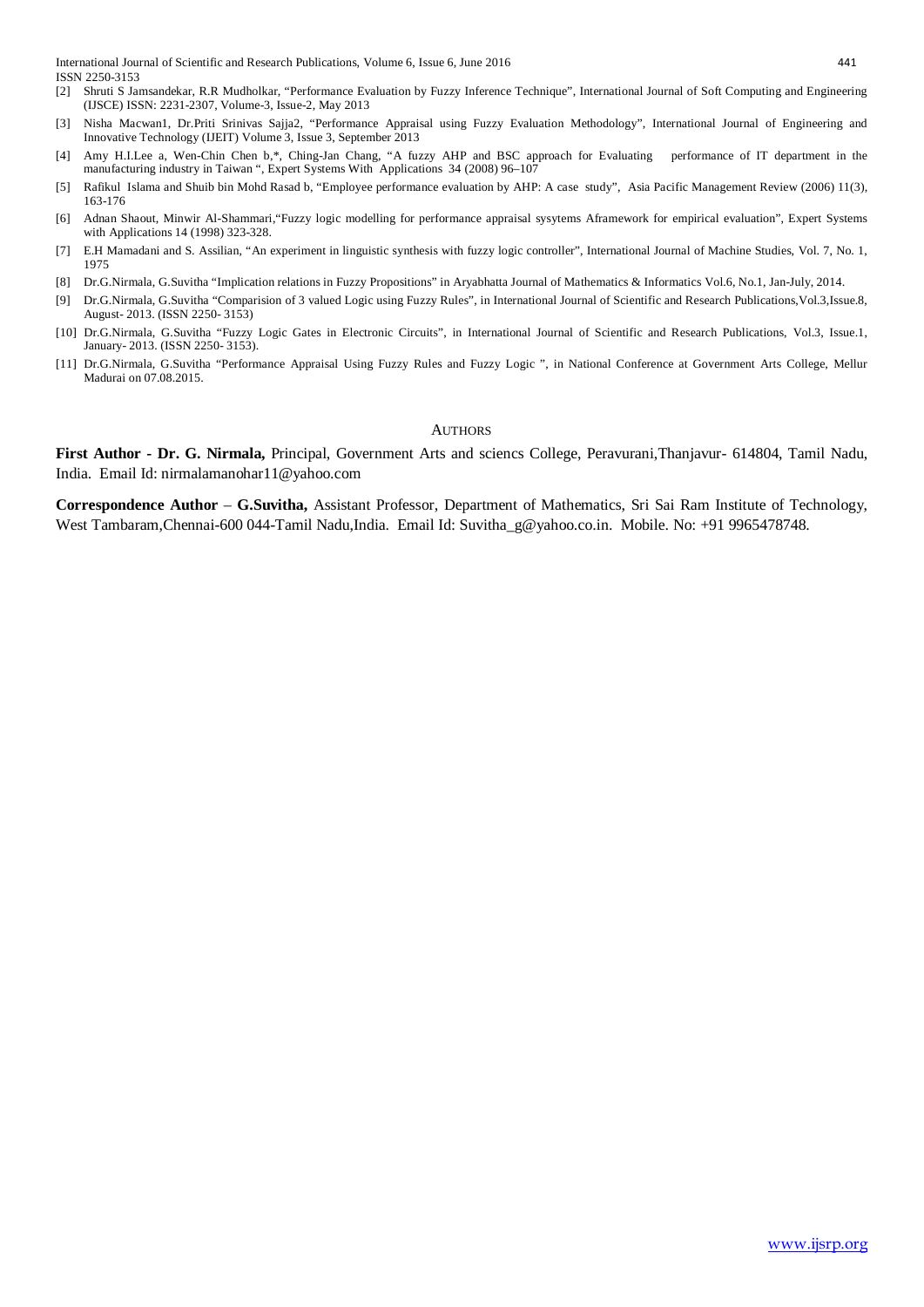[2] Shruti S Jamsandekar, R.R Mudholkar, "Performance Evaluation by Fuzzy Inference Technique", International Journal of Soft Computing and Engineering (IJSCE) ISSN: 2231-2307, Volume-3, Issue-2, May 2013

[3] Nisha Macwan1, Dr.Priti Srinivas Sajja2, "Performance Appraisal using Fuzzy Evaluation Methodology", International Journal of Engineering and Innovative Technology (IJEIT) Volume 3, Issue 3, September 2013

[4] Amy H.I.Lee a, Wen-Chin Chen b,*, Ching-Jan Chang, "A fuzzy AHP and BSC approach for Evaluating performance of IT department in the manufacturing industry in Taiwan ", Expert Systems With Applications 34 (2008) 96–107

[5] Rafikul Islama and Shuib bin Mohd Rasad b, "Employee performance evaluation by AHP: A case study", Asia Pacific Management Review (2006) 11(3), 163-176

[6] Adnan Shaout, Minwir Al-Shammari,"Fuzzy logic modelling for performance appraisal sysytems Aframework for empirical evaluation", Expert Systems with Applications 14 (1998) 323-328.

[7] E.H Mamadani and S. Assilian, "An experiment in linguistic synthesis with fuzzy logic controller", International Journal of Machine Studies, Vol. 7, No. 1, 1975

[8] Dr.G.Nirmala, G.Suvitha "Implication relations in Fuzzy Propositions" in Aryabhatta Journal of Mathematics & Informatics Vol.6, No.1, Jan-July, 2014.

[9] Dr.G.Nirmala, G.Suvitha "Comparision of 3 valued Logic using Fuzzy Rules", in International Journal of Scientific and Research Publications,Vol.3,Issue.8, August- 2013. (ISSN 2250- 3153)

[10] Dr.G.Nirmala, G.Suvitha "Fuzzy Logic Gates in Electronic Circuits", in International Journal of Scientific and Research Publications, Vol.3, Issue.1, January- 2013. (ISSN 2250- 3153).

[11] Dr.G.Nirmala, G.Suvitha "Performance Appraisal Using Fuzzy Rules and Fuzzy Logic ", in National Conference at Government Arts College, Mellur Madurai on 07.08.2015.

## AUTHORS

**First Author - Dr. G. Nirmala,** Principal, Government Arts and sciencs College, Peravurani,Thanjavur- 614804, Tamil Nadu, India. Email Id: nirmalamanohar11@yahoo.com

**Correspondence Author** – **G.Suvitha,** Assistant Professor, Department of Mathematics, Sri Sai Ram Institute of Technology, West Tambaram,Chennai-600 044-Tamil Nadu,India. Email Id: Suvitha_g@yahoo.co.in. Mobile. No: +91 9965478748.